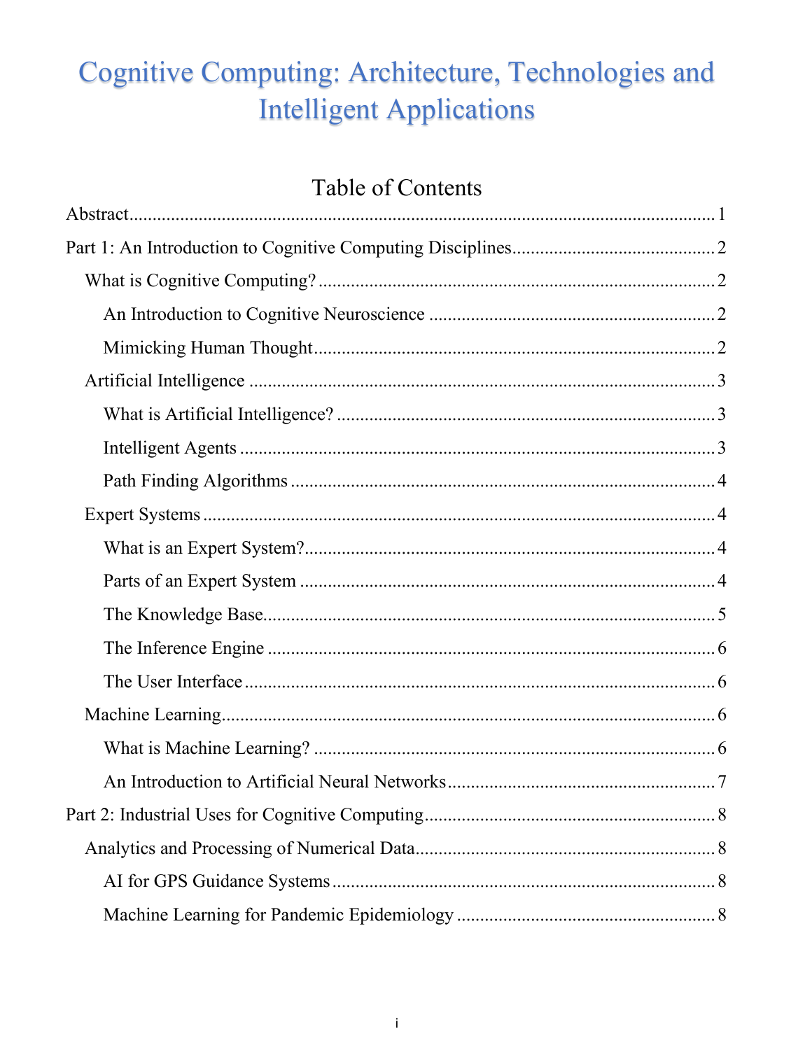# Cognitive Computing: Architecture, Technologies and Intelligent Applications

## Table of Contents

Abstract ........................................................ 1

Part 1: An Introduction to Cognitive Computing Disciplines ........................................................ 2

- What is Cognitive Computing? ........................................................ 2
  - An Introduction to Cognitive Neuroscience ........................................................ 2
  - Mimicking Human Thought ........................................................ 2
- Artificial Intelligence ........................................................ 3
  - What is Artificial Intelligence? ........................................................ 3
  - Intelligent Agents ........................................................ 3
  - Path Finding Algorithms ........................................................ 4
- Expert Systems ........................................................ 4
  - What is an Expert System? ........................................................ 4
  - Parts of an Expert System ........................................................ 4
  - The Knowledge Base ........................................................ 5
  - The Inference Engine ........................................................ 6
  - The User Interface ........................................................ 6
- Machine Learning ........................................................ 6
  - What is Machine Learning? ........................................................ 6
  - An Introduction to Artificial Neural Networks ........................................................ 7

Part 2: Industrial Uses for Cognitive Computing ........................................................ 8

- Analytics and Processing of Numerical Data ........................................................ 8
  - AI for GPS Guidance Systems ........................................................ 8
  - Machine Learning for Pandemic Epidemiology ........................................................ 8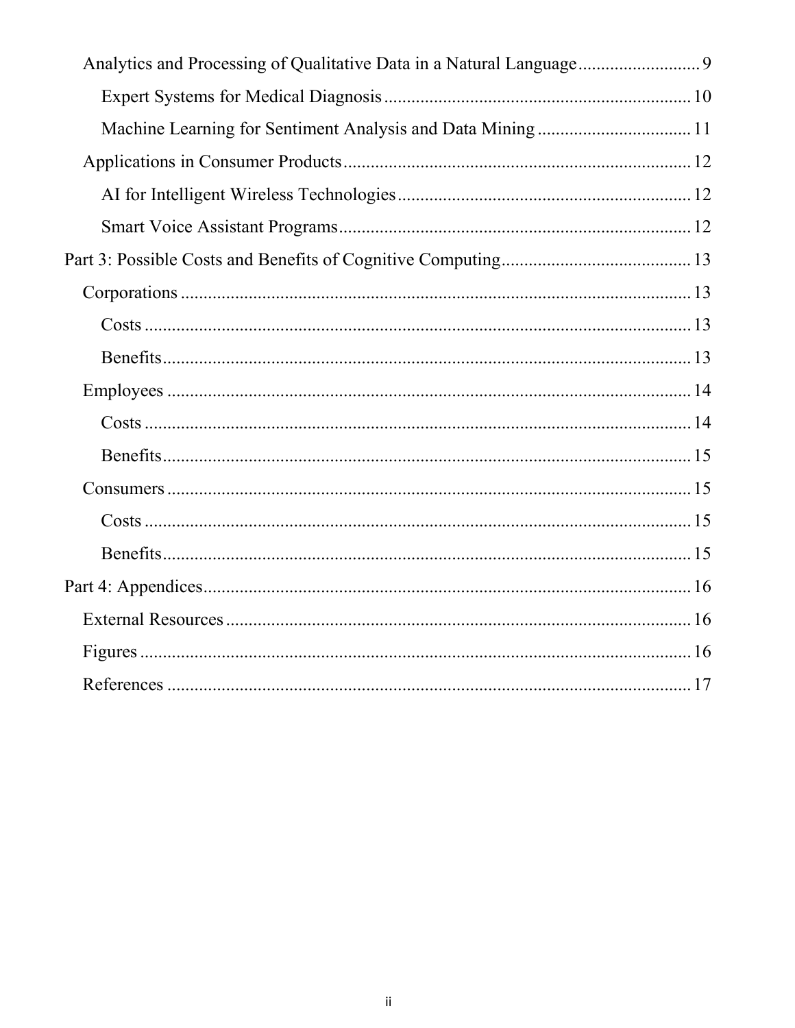- Analytics and Processing of Qualitative Data in a Natural Language .......... 9
  - Expert Systems for Medical Diagnosis .......... 10
  - Machine Learning for Sentiment Analysis and Data Mining .......... 11
- Applications in Consumer Products .......... 12
  - AI for Intelligent Wireless Technologies .......... 12
  - Smart Voice Assistant Programs .......... 12

Part 3: Possible Costs and Benefits of Cognitive Computing .......... 13

- Corporations .......... 13
  - Costs .......... 13
  - Benefits .......... 13
- Employees .......... 14
  - Costs .......... 14
  - Benefits .......... 15
- Consumers .......... 15
  - Costs .......... 15
  - Benefits .......... 15

Part 4: Appendices .......... 16

- External Resources .......... 16
- Figures .......... 16
- References .......... 17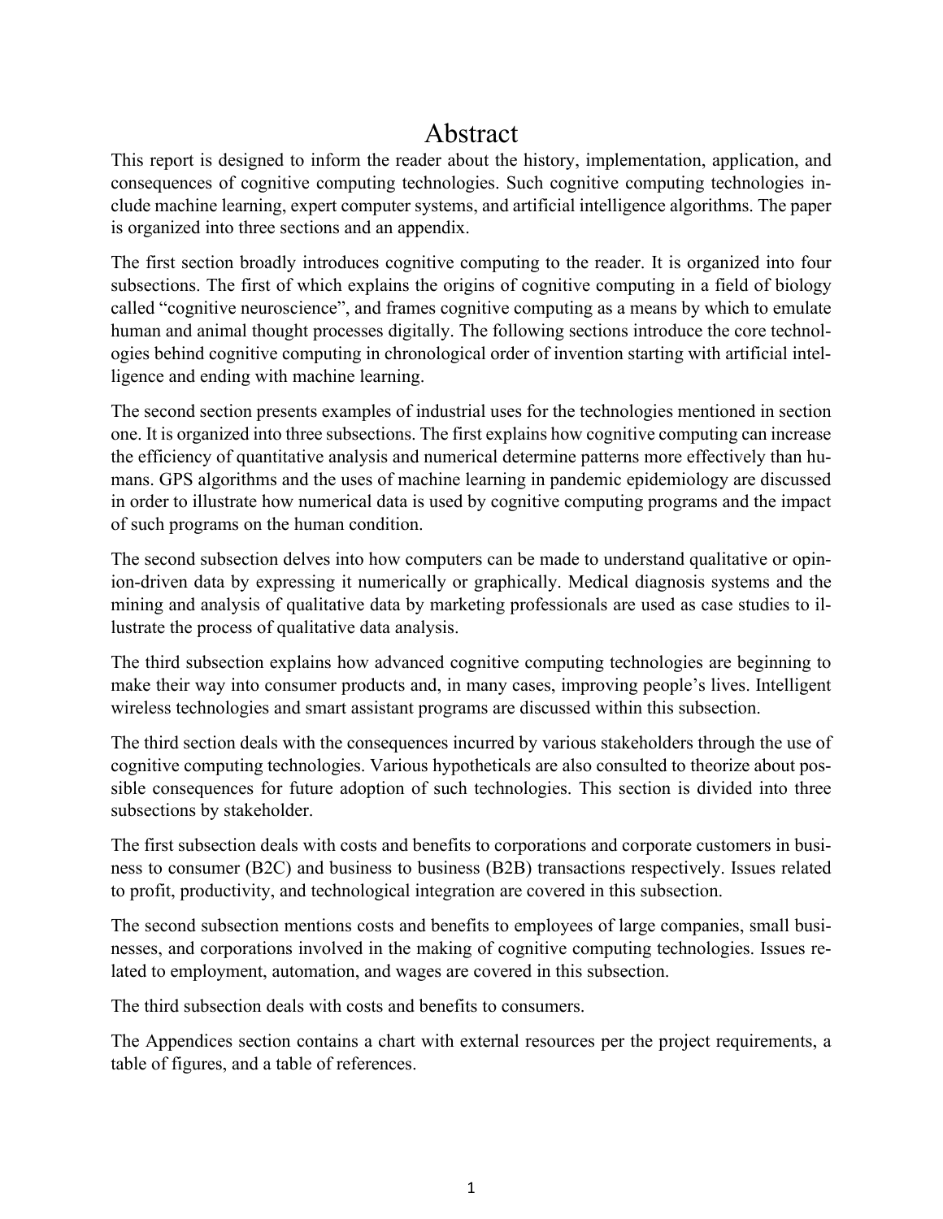# Abstract

This report is designed to inform the reader about the history, implementation, application, and consequences of cognitive computing technologies. Such cognitive computing technologies include machine learning, expert computer systems, and artificial intelligence algorithms. The paper is organized into three sections and an appendix.

The first section broadly introduces cognitive computing to the reader. It is organized into four subsections. The first of which explains the origins of cognitive computing in a field of biology called "cognitive neuroscience", and frames cognitive computing as a means by which to emulate human and animal thought processes digitally. The following sections introduce the core technologies behind cognitive computing in chronological order of invention starting with artificial intelligence and ending with machine learning.

The second section presents examples of industrial uses for the technologies mentioned in section one. It is organized into three subsections. The first explains how cognitive computing can increase the efficiency of quantitative analysis and numerical determine patterns more effectively than humans. GPS algorithms and the uses of machine learning in pandemic epidemiology are discussed in order to illustrate how numerical data is used by cognitive computing programs and the impact of such programs on the human condition.

The second subsection delves into how computers can be made to understand qualitative or opinion-driven data by expressing it numerically or graphically. Medical diagnosis systems and the mining and analysis of qualitative data by marketing professionals are used as case studies to illustrate the process of qualitative data analysis.

The third subsection explains how advanced cognitive computing technologies are beginning to make their way into consumer products and, in many cases, improving people's lives. Intelligent wireless technologies and smart assistant programs are discussed within this subsection.

The third section deals with the consequences incurred by various stakeholders through the use of cognitive computing technologies. Various hypotheticals are also consulted to theorize about possible consequences for future adoption of such technologies. This section is divided into three subsections by stakeholder.

The first subsection deals with costs and benefits to corporations and corporate customers in business to consumer (B2C) and business to business (B2B) transactions respectively. Issues related to profit, productivity, and technological integration are covered in this subsection.

The second subsection mentions costs and benefits to employees of large companies, small businesses, and corporations involved in the making of cognitive computing technologies. Issues related to employment, automation, and wages are covered in this subsection.

The third subsection deals with costs and benefits to consumers.

The Appendices section contains a chart with external resources per the project requirements, a table of figures, and a table of references.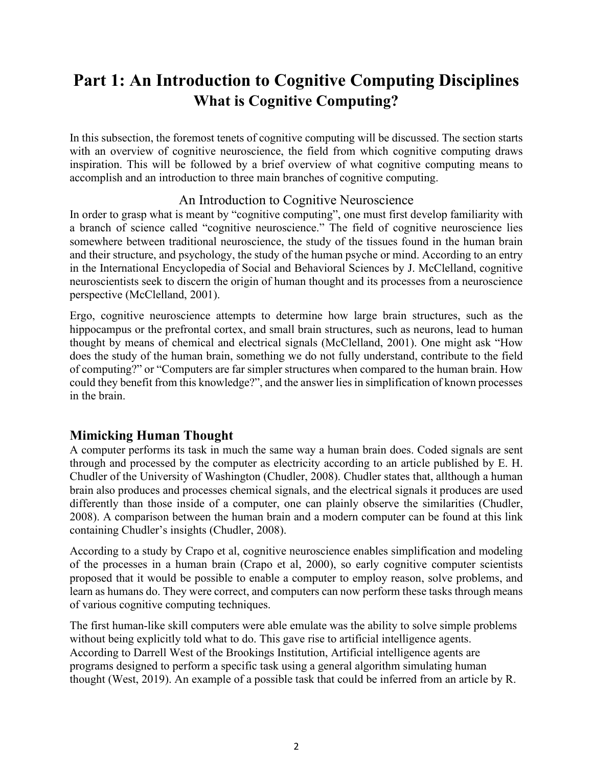# Part 1: An Introduction to Cognitive Computing Disciplines

## What is Cognitive Computing?

In this subsection, the foremost tenets of cognitive computing will be discussed. The section starts with an overview of cognitive neuroscience, the field from which cognitive computing draws inspiration. This will be followed by a brief overview of what cognitive computing means to accomplish and an introduction to three main branches of cognitive computing.

### An Introduction to Cognitive Neuroscience

In order to grasp what is meant by "cognitive computing", one must first develop familiarity with a branch of science called "cognitive neuroscience." The field of cognitive neuroscience lies somewhere between traditional neuroscience, the study of the tissues found in the human brain and their structure, and psychology, the study of the human psyche or mind. According to an entry in the International Encyclopedia of Social and Behavioral Sciences by J. McClelland, cognitive neuroscientists seek to discern the origin of human thought and its processes from a neuroscience perspective (McClelland, 2001).

Ergo, cognitive neuroscience attempts to determine how large brain structures, such as the hippocampus or the prefrontal cortex, and small brain structures, such as neurons, lead to human thought by means of chemical and electrical signals (McClelland, 2001). One might ask "How does the study of the human brain, something we do not fully understand, contribute to the field of computing?" or "Computers are far simpler structures when compared to the human brain. How could they benefit from this knowledge?", and the answer lies in simplification of known processes in the brain.

### Mimicking Human Thought

A computer performs its task in much the same way a human brain does. Coded signals are sent through and processed by the computer as electricity according to an article published by E. H. Chudler of the University of Washington (Chudler, 2008). Chudler states that, allthough a human brain also produces and processes chemical signals, and the electrical signals it produces are used differently than those inside of a computer, one can plainly observe the similarities (Chudler, 2008). A comparison between the human brain and a modern computer can be found at this link containing Chudler's insights (Chudler, 2008).

According to a study by Crapo et al, cognitive neuroscience enables simplification and modeling of the processes in a human brain (Crapo et al, 2000), so early cognitive computer scientists proposed that it would be possible to enable a computer to employ reason, solve problems, and learn as humans do. They were correct, and computers can now perform these tasks through means of various cognitive computing techniques.

The first human-like skill computers were able emulate was the ability to solve simple problems without being explicitly told what to do. This gave rise to artificial intelligence agents. According to Darrell West of the Brookings Institution, Artificial intelligence agents are programs designed to perform a specific task using a general algorithm simulating human thought (West, 2019). An example of a possible task that could be inferred from an article by R.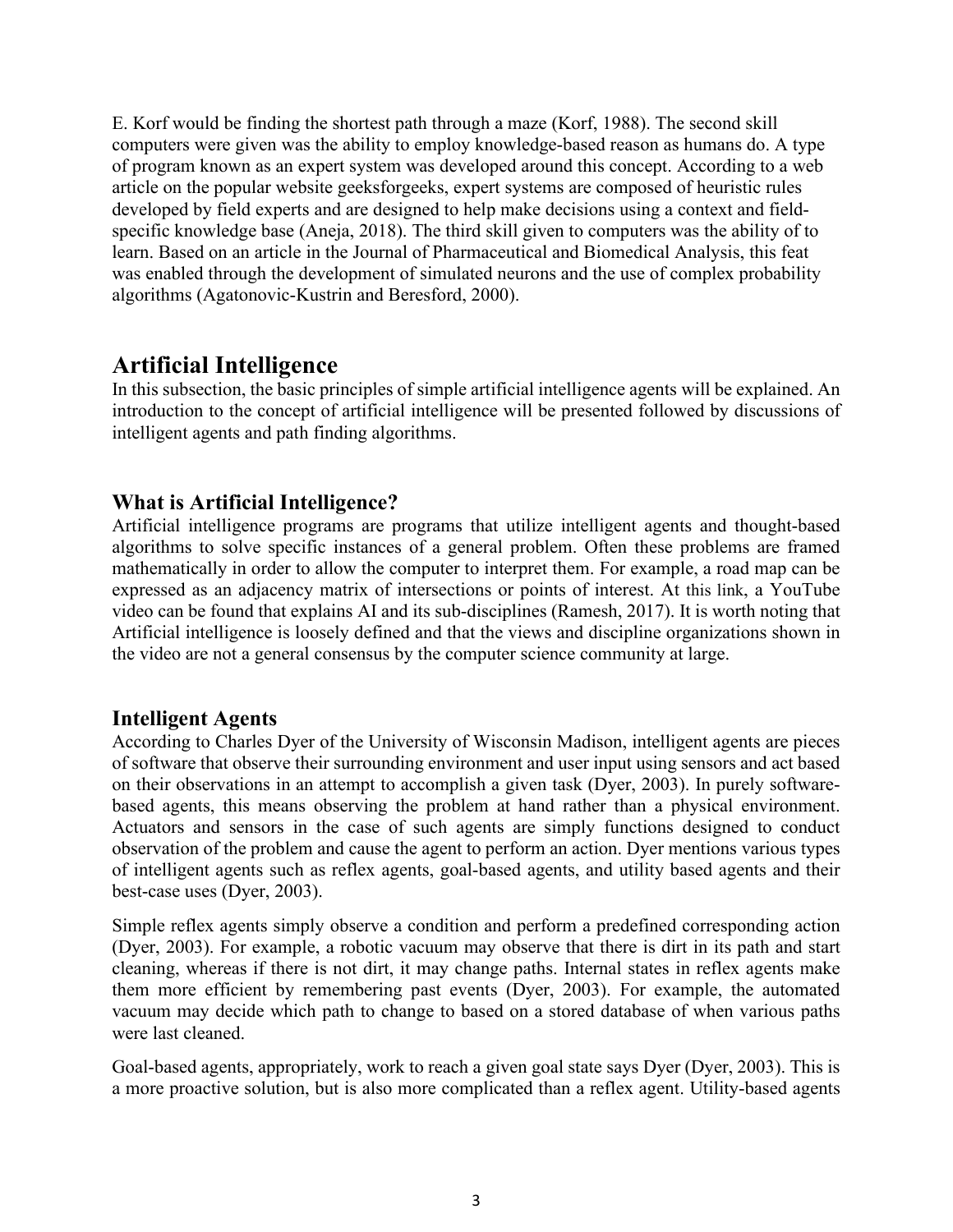E. Korf would be finding the shortest path through a maze (Korf, 1988). The second skill computers were given was the ability to employ knowledge-based reason as humans do. A type of program known as an expert system was developed around this concept. According to a web article on the popular website geeksforgeeks, expert systems are composed of heuristic rules developed by field experts and are designed to help make decisions using a context and field-specific knowledge base (Aneja, 2018). The third skill given to computers was the ability of to learn. Based on an article in the Journal of Pharmaceutical and Biomedical Analysis, this feat was enabled through the development of simulated neurons and the use of complex probability algorithms (Agatonovic-Kustrin and Beresford, 2000).

# Artificial Intelligence

In this subsection, the basic principles of simple artificial intelligence agents will be explained. An introduction to the concept of artificial intelligence will be presented followed by discussions of intelligent agents and path finding algorithms.

## What is Artificial Intelligence?

Artificial intelligence programs are programs that utilize intelligent agents and thought-based algorithms to solve specific instances of a general problem. Often these problems are framed mathematically in order to allow the computer to interpret them. For example, a road map can be expressed as an adjacency matrix of intersections or points of interest. At this link, a YouTube video can be found that explains AI and its sub-disciplines (Ramesh, 2017). It is worth noting that Artificial intelligence is loosely defined and that the views and discipline organizations shown in the video are not a general consensus by the computer science community at large.

## Intelligent Agents

According to Charles Dyer of the University of Wisconsin Madison, intelligent agents are pieces of software that observe their surrounding environment and user input using sensors and act based on their observations in an attempt to accomplish a given task (Dyer, 2003). In purely software-based agents, this means observing the problem at hand rather than a physical environment. Actuators and sensors in the case of such agents are simply functions designed to conduct observation of the problem and cause the agent to perform an action. Dyer mentions various types of intelligent agents such as reflex agents, goal-based agents, and utility based agents and their best-case uses (Dyer, 2003).

Simple reflex agents simply observe a condition and perform a predefined corresponding action (Dyer, 2003). For example, a robotic vacuum may observe that there is dirt in its path and start cleaning, whereas if there is not dirt, it may change paths. Internal states in reflex agents make them more efficient by remembering past events (Dyer, 2003). For example, the automated vacuum may decide which path to change to based on a stored database of when various paths were last cleaned.

Goal-based agents, appropriately, work to reach a given goal state says Dyer (Dyer, 2003). This is a more proactive solution, but is also more complicated than a reflex agent. Utility-based agents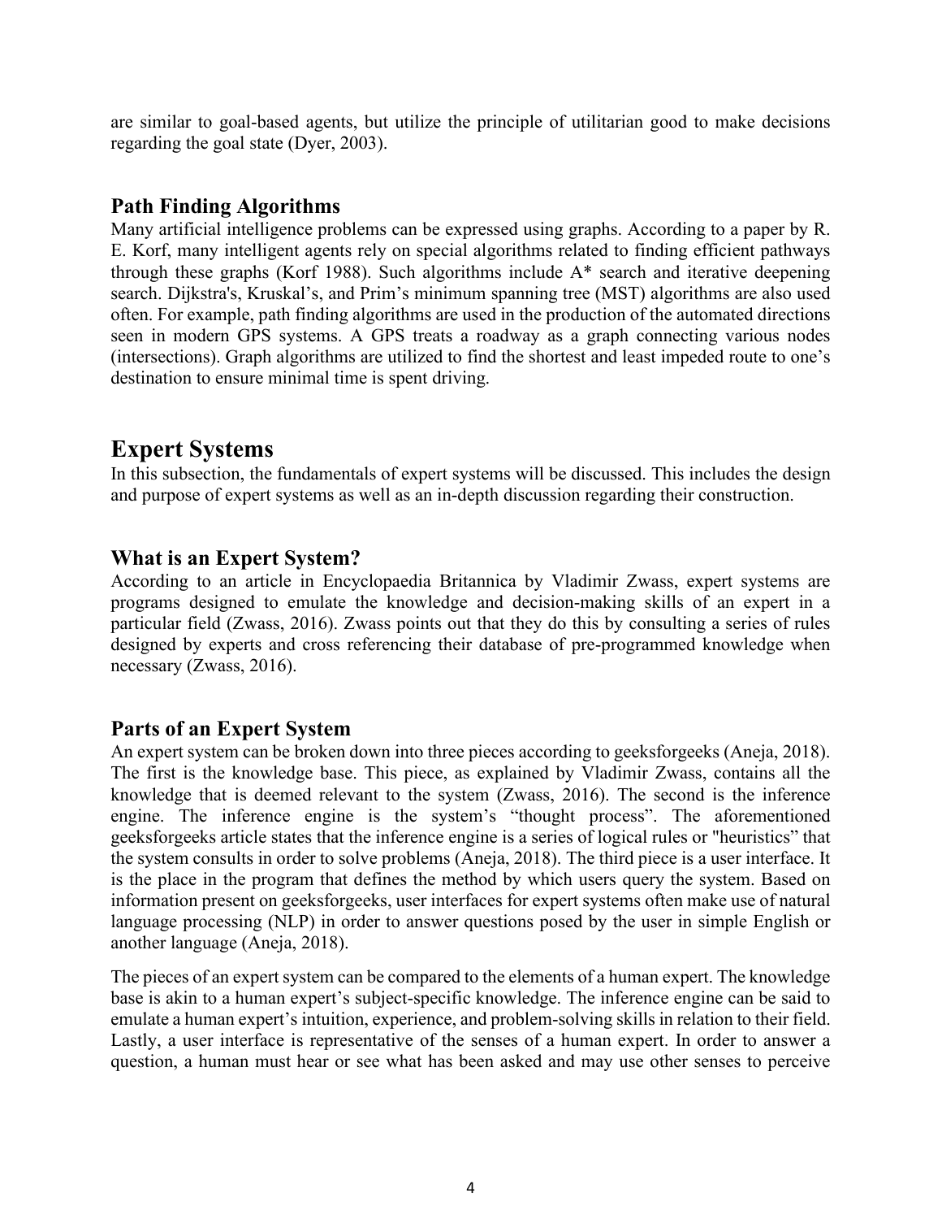are similar to goal-based agents, but utilize the principle of utilitarian good to make decisions regarding the goal state (Dyer, 2003).

### Path Finding Algorithms

Many artificial intelligence problems can be expressed using graphs. According to a paper by R. E. Korf, many intelligent agents rely on special algorithms related to finding efficient pathways through these graphs (Korf 1988). Such algorithms include A* search and iterative deepening search. Dijkstra's, Kruskal's, and Prim's minimum spanning tree (MST) algorithms are also used often. For example, path finding algorithms are used in the production of the automated directions seen in modern GPS systems. A GPS treats a roadway as a graph connecting various nodes (intersections). Graph algorithms are utilized to find the shortest and least impeded route to one's destination to ensure minimal time is spent driving.

## Expert Systems

In this subsection, the fundamentals of expert systems will be discussed. This includes the design and purpose of expert systems as well as an in-depth discussion regarding their construction.

### What is an Expert System?

According to an article in Encyclopaedia Britannica by Vladimir Zwass, expert systems are programs designed to emulate the knowledge and decision-making skills of an expert in a particular field (Zwass, 2016). Zwass points out that they do this by consulting a series of rules designed by experts and cross referencing their database of pre-programmed knowledge when necessary (Zwass, 2016).

### Parts of an Expert System

An expert system can be broken down into three pieces according to geeksforgeeks (Aneja, 2018). The first is the knowledge base. This piece, as explained by Vladimir Zwass, contains all the knowledge that is deemed relevant to the system (Zwass, 2016). The second is the inference engine. The inference engine is the system's "thought process". The aforementioned geeksforgeeks article states that the inference engine is a series of logical rules or "heuristics" that the system consults in order to solve problems (Aneja, 2018). The third piece is a user interface. It is the place in the program that defines the method by which users query the system. Based on information present on geeksforgeeks, user interfaces for expert systems often make use of natural language processing (NLP) in order to answer questions posed by the user in simple English or another language (Aneja, 2018).

The pieces of an expert system can be compared to the elements of a human expert. The knowledge base is akin to a human expert's subject-specific knowledge. The inference engine can be said to emulate a human expert's intuition, experience, and problem-solving skills in relation to their field. Lastly, a user interface is representative of the senses of a human expert. In order to answer a question, a human must hear or see what has been asked and may use other senses to perceive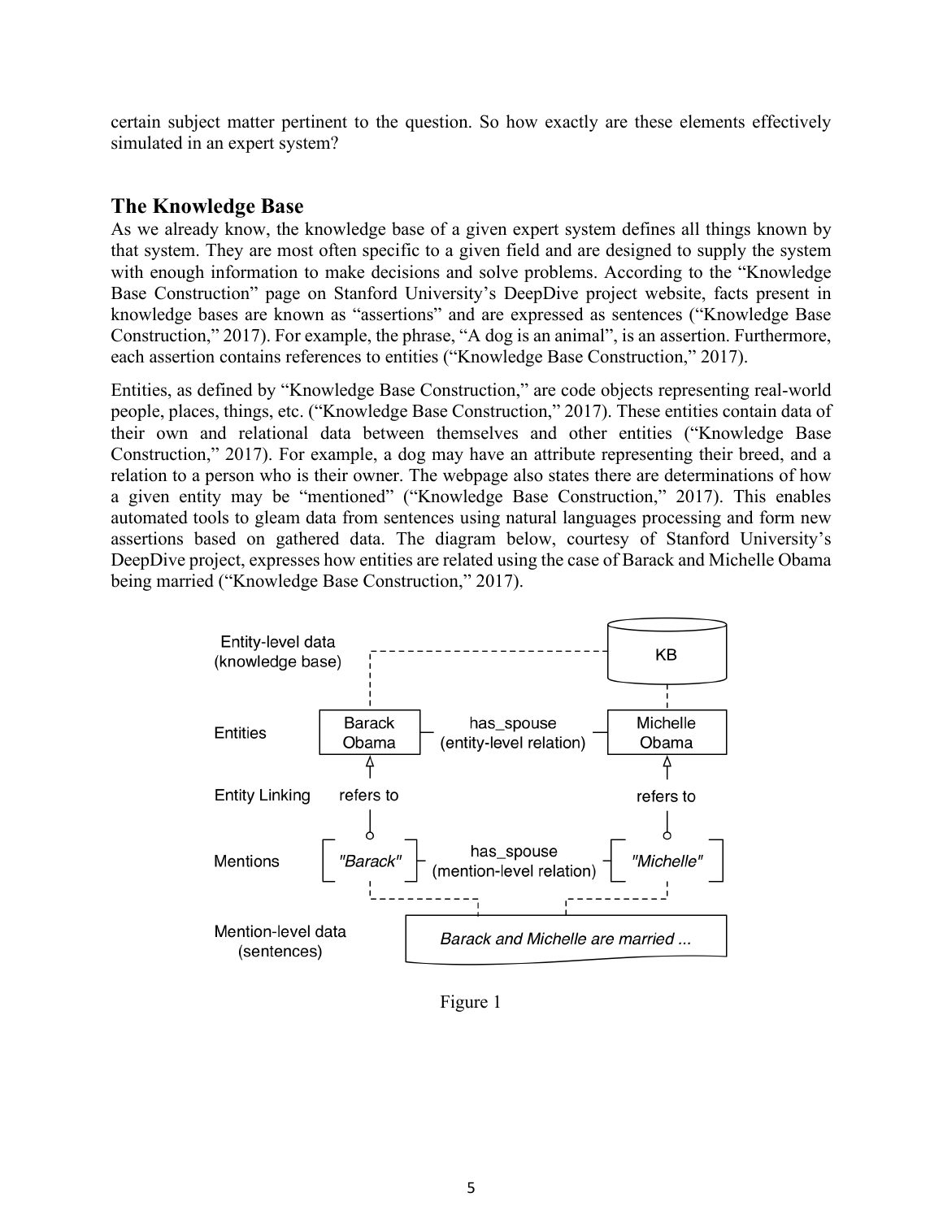certain subject matter pertinent to the question. So how exactly are these elements effectively simulated in an expert system?

## The Knowledge Base

As we already know, the knowledge base of a given expert system defines all things known by that system. They are most often specific to a given field and are designed to supply the system with enough information to make decisions and solve problems. According to the "Knowledge Base Construction" page on Stanford University's DeepDive project website, facts present in knowledge bases are known as "assertions" and are expressed as sentences ("Knowledge Base Construction," 2017). For example, the phrase, "A dog is an animal", is an assertion. Furthermore, each assertion contains references to entities ("Knowledge Base Construction," 2017).

Entities, as defined by "Knowledge Base Construction," are code objects representing real-world people, places, things, etc. ("Knowledge Base Construction," 2017). These entities contain data of their own and relational data between themselves and other entities ("Knowledge Base Construction," 2017). For example, a dog may have an attribute representing their breed, and a relation to a person who is their owner. The webpage also states there are determinations of how a given entity may be "mentioned" ("Knowledge Base Construction," 2017). This enables automated tools to gleam data from sentences using natural languages processing and form new assertions based on gathered data. The diagram below, courtesy of Stanford University's DeepDive project, expresses how entities are related using the case of Barack and Michelle Obama being married ("Knowledge Base Construction," 2017).

Figure 1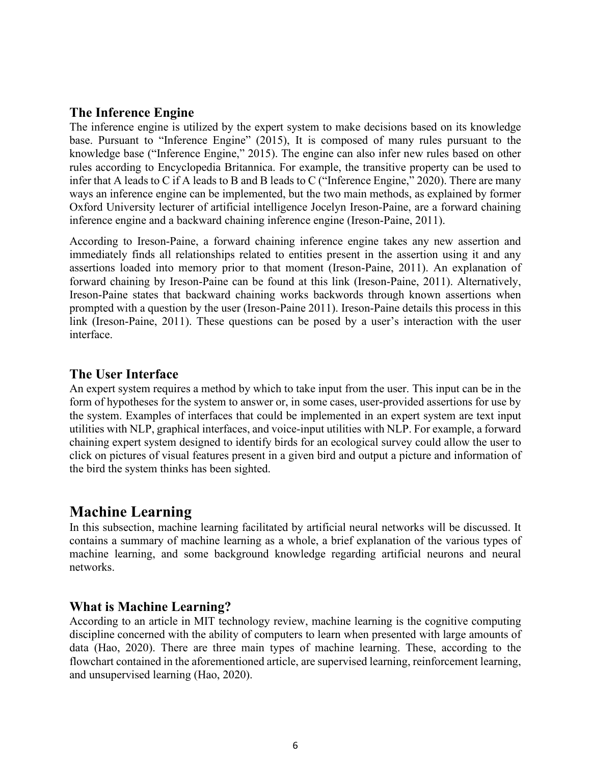### The Inference Engine

The inference engine is utilized by the expert system to make decisions based on its knowledge base. Pursuant to "Inference Engine" (2015), It is composed of many rules pursuant to the knowledge base ("Inference Engine," 2015). The engine can also infer new rules based on other rules according to Encyclopedia Britannica. For example, the transitive property can be used to infer that A leads to C if A leads to B and B leads to C ("Inference Engine," 2020). There are many ways an inference engine can be implemented, but the two main methods, as explained by former Oxford University lecturer of artificial intelligence Jocelyn Ireson-Paine, are a forward chaining inference engine and a backward chaining inference engine (Ireson-Paine, 2011).

According to Ireson-Paine, a forward chaining inference engine takes any new assertion and immediately finds all relationships related to entities present in the assertion using it and any assertions loaded into memory prior to that moment (Ireson-Paine, 2011). An explanation of forward chaining by Ireson-Paine can be found at this link (Ireson-Paine, 2011). Alternatively, Ireson-Paine states that backward chaining works backwords through known assertions when prompted with a question by the user (Ireson-Paine 2011). Ireson-Paine details this process in this link (Ireson-Paine, 2011). These questions can be posed by a user's interaction with the user interface.

### The User Interface

An expert system requires a method by which to take input from the user. This input can be in the form of hypotheses for the system to answer or, in some cases, user-provided assertions for use by the system. Examples of interfaces that could be implemented in an expert system are text input utilities with NLP, graphical interfaces, and voice-input utilities with NLP. For example, a forward chaining expert system designed to identify birds for an ecological survey could allow the user to click on pictures of visual features present in a given bird and output a picture and information of the bird the system thinks has been sighted.

## Machine Learning

In this subsection, machine learning facilitated by artificial neural networks will be discussed. It contains a summary of machine learning as a whole, a brief explanation of the various types of machine learning, and some background knowledge regarding artificial neurons and neural networks.

### What is Machine Learning?

According to an article in MIT technology review, machine learning is the cognitive computing discipline concerned with the ability of computers to learn when presented with large amounts of data (Hao, 2020). There are three main types of machine learning. These, according to the flowchart contained in the aforementioned article, are supervised learning, reinforcement learning, and unsupervised learning (Hao, 2020).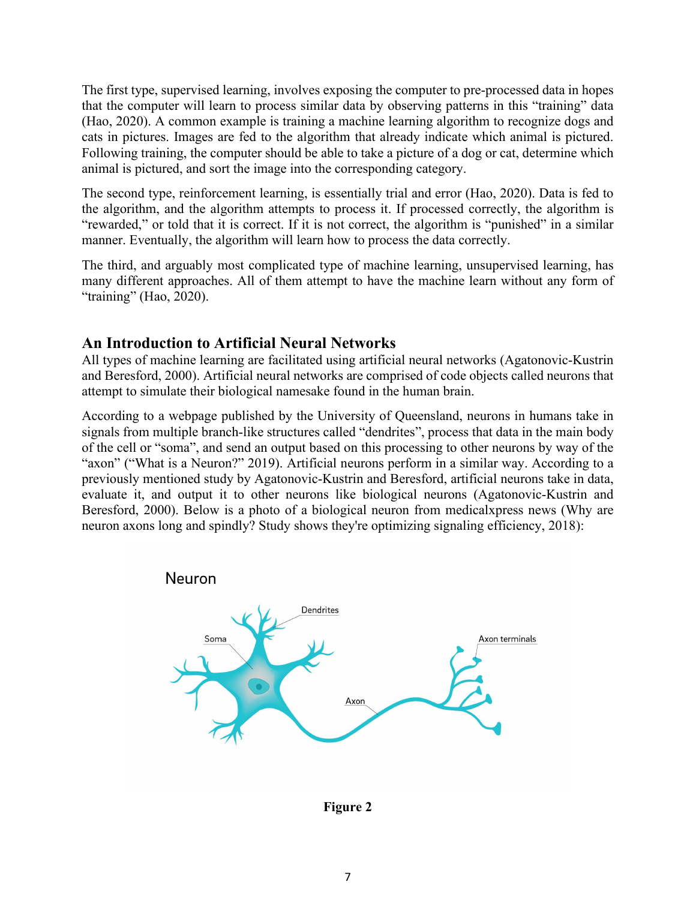The first type, supervised learning, involves exposing the computer to pre-processed data in hopes that the computer will learn to process similar data by observing patterns in this "training" data (Hao, 2020). A common example is training a machine learning algorithm to recognize dogs and cats in pictures. Images are fed to the algorithm that already indicate which animal is pictured. Following training, the computer should be able to take a picture of a dog or cat, determine which animal is pictured, and sort the image into the corresponding category.

The second type, reinforcement learning, is essentially trial and error (Hao, 2020). Data is fed to the algorithm, and the algorithm attempts to process it. If processed correctly, the algorithm is "rewarded," or told that it is correct. If it is not correct, the algorithm is "punished" in a similar manner. Eventually, the algorithm will learn how to process the data correctly.

The third, and arguably most complicated type of machine learning, unsupervised learning, has many different approaches. All of them attempt to have the machine learn without any form of "training" (Hao, 2020).

## An Introduction to Artificial Neural Networks

All types of machine learning are facilitated using artificial neural networks (Agatonovic-Kustrin and Beresford, 2000). Artificial neural networks are comprised of code objects called neurons that attempt to simulate their biological namesake found in the human brain.

According to a webpage published by the University of Queensland, neurons in humans take in signals from multiple branch-like structures called "dendrites", process that data in the main body of the cell or "soma", and send an output based on this processing to other neurons by way of the "axon" ("What is a Neuron?" 2019). Artificial neurons perform in a similar way. According to a previously mentioned study by Agatonovic-Kustrin and Beresford, artificial neurons take in data, evaluate it, and output it to other neurons like biological neurons (Agatonovic-Kustrin and Beresford, 2000). Below is a photo of a biological neuron from medicalxpress news (Why are neuron axons long and spindly? Study shows they're optimizing signaling efficiency, 2018):

Neuron

Dendrites

Soma

Axon terminals

Axon

**Figure 2**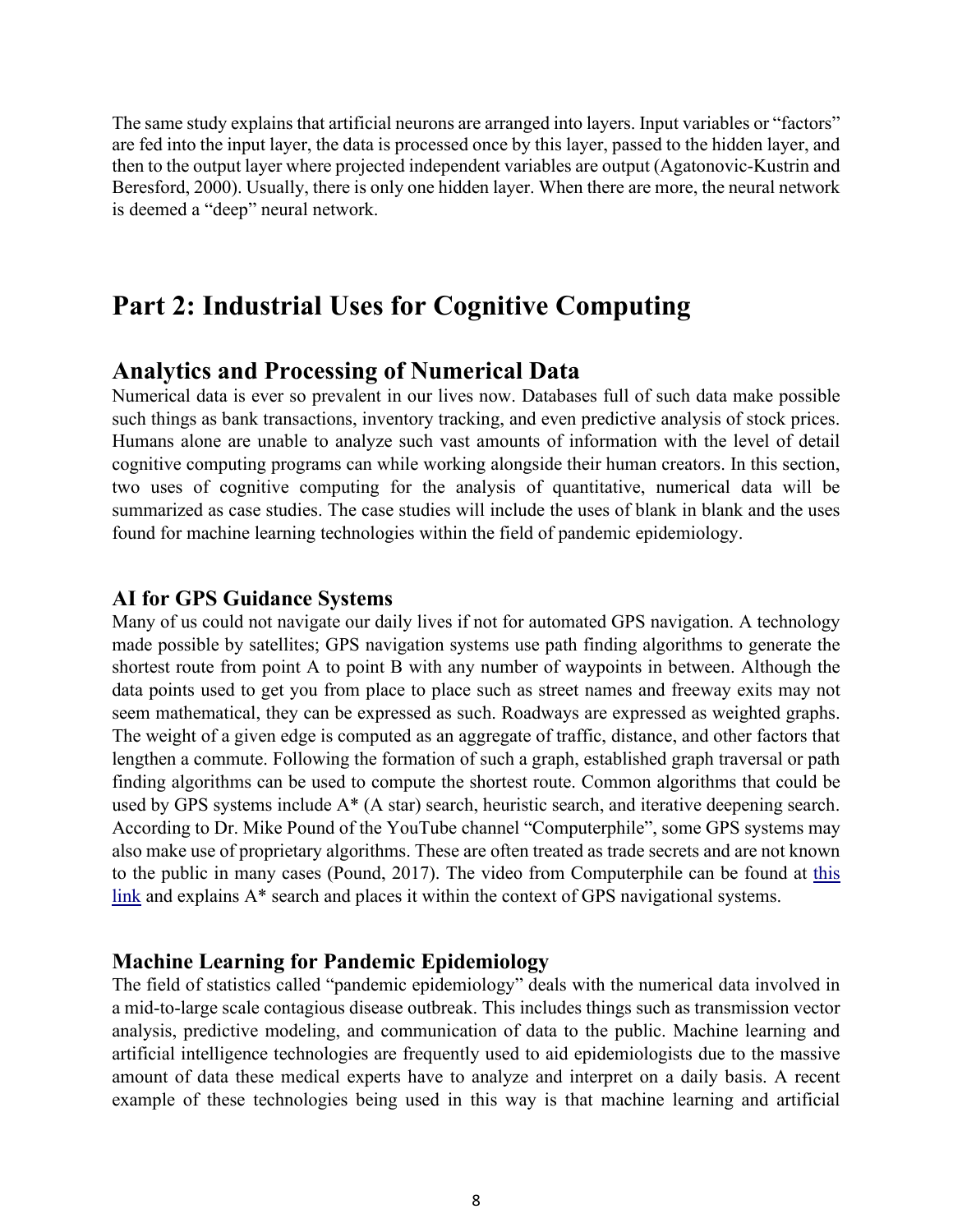The same study explains that artificial neurons are arranged into layers. Input variables or "factors" are fed into the input layer, the data is processed once by this layer, passed to the hidden layer, and then to the output layer where projected independent variables are output (Agatonovic-Kustrin and Beresford, 2000). Usually, there is only one hidden layer. When there are more, the neural network is deemed a "deep" neural network.

# Part 2: Industrial Uses for Cognitive Computing

## Analytics and Processing of Numerical Data

Numerical data is ever so prevalent in our lives now. Databases full of such data make possible such things as bank transactions, inventory tracking, and even predictive analysis of stock prices. Humans alone are unable to analyze such vast amounts of information with the level of detail cognitive computing programs can while working alongside their human creators. In this section, two uses of cognitive computing for the analysis of quantitative, numerical data will be summarized as case studies. The case studies will include the uses of blank in blank and the uses found for machine learning technologies within the field of pandemic epidemiology.

### AI for GPS Guidance Systems

Many of us could not navigate our daily lives if not for automated GPS navigation. A technology made possible by satellites; GPS navigation systems use path finding algorithms to generate the shortest route from point A to point B with any number of waypoints in between. Although the data points used to get you from place to place such as street names and freeway exits may not seem mathematical, they can be expressed as such. Roadways are expressed as weighted graphs. The weight of a given edge is computed as an aggregate of traffic, distance, and other factors that lengthen a commute. Following the formation of such a graph, established graph traversal or path finding algorithms can be used to compute the shortest route. Common algorithms that could be used by GPS systems include A* (A star) search, heuristic search, and iterative deepening search. According to Dr. Mike Pound of the YouTube channel "Computerphile", some GPS systems may also make use of proprietary algorithms. These are often treated as trade secrets and are not known to the public in many cases (Pound, 2017). The video from Computerphile can be found at this link and explains A* search and places it within the context of GPS navigational systems.

### Machine Learning for Pandemic Epidemiology

The field of statistics called "pandemic epidemiology" deals with the numerical data involved in a mid-to-large scale contagious disease outbreak. This includes things such as transmission vector analysis, predictive modeling, and communication of data to the public. Machine learning and artificial intelligence technologies are frequently used to aid epidemiologists due to the massive amount of data these medical experts have to analyze and interpret on a daily basis. A recent example of these technologies being used in this way is that machine learning and artificial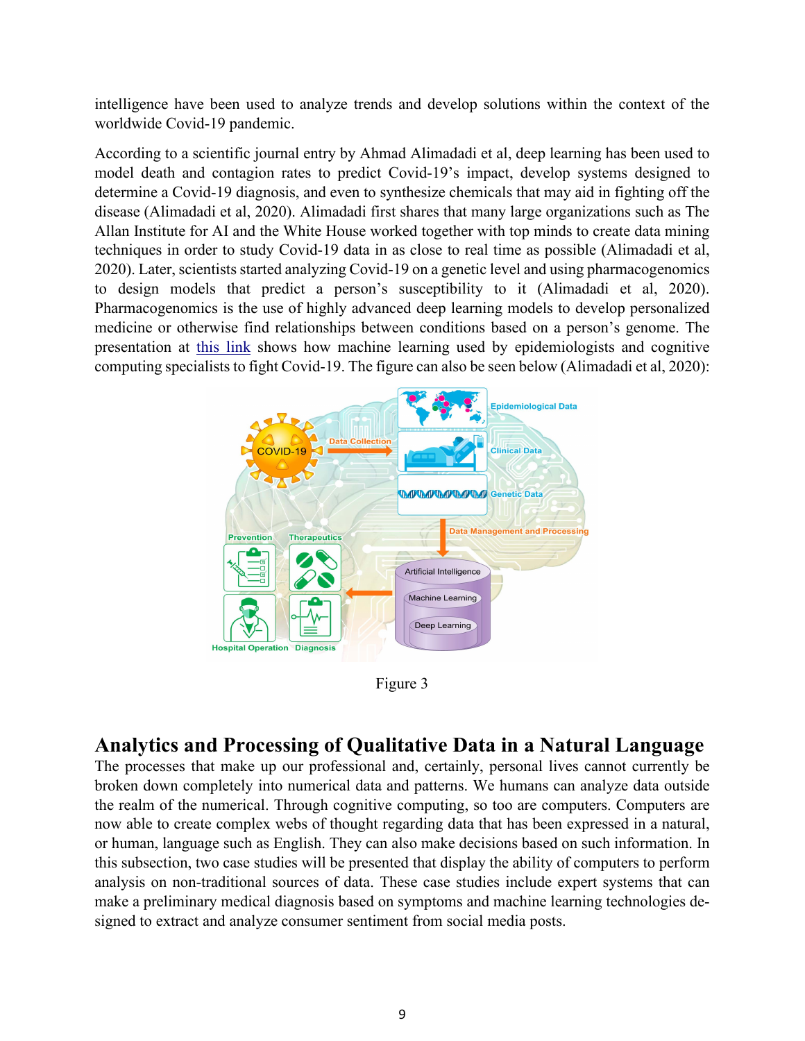intelligence have been used to analyze trends and develop solutions within the context of the worldwide Covid-19 pandemic.

According to a scientific journal entry by Ahmad Alimadadi et al, deep learning has been used to model death and contagion rates to predict Covid-19's impact, develop systems designed to determine a Covid-19 diagnosis, and even to synthesize chemicals that may aid in fighting off the disease (Alimadadi et al, 2020). Alimadadi first shares that many large organizations such as The Allan Institute for AI and the White House worked together with top minds to create data mining techniques in order to study Covid-19 data in as close to real time as possible (Alimadadi et al, 2020). Later, scientists started analyzing Covid-19 on a genetic level and using pharmacogenomics to design models that predict a person's susceptibility to it (Alimadadi et al, 2020). Pharmacogenomics is the use of highly advanced deep learning models to develop personalized medicine or otherwise find relationships between conditions based on a person's genome. The presentation at this link shows how machine learning used by epidemiologists and cognitive computing specialists to fight Covid-19. The figure can also be seen below (Alimadadi et al, 2020):

Figure 3

## Analytics and Processing of Qualitative Data in a Natural Language

The processes that make up our professional and, certainly, personal lives cannot currently be broken down completely into numerical data and patterns. We humans can analyze data outside the realm of the numerical. Through cognitive computing, so too are computers. Computers are now able to create complex webs of thought regarding data that has been expressed in a natural, or human, language such as English. They can also make decisions based on such information. In this subsection, two case studies will be presented that display the ability of computers to perform analysis on non-traditional sources of data. These case studies include expert systems that can make a preliminary medical diagnosis based on symptoms and machine learning technologies designed to extract and analyze consumer sentiment from social media posts.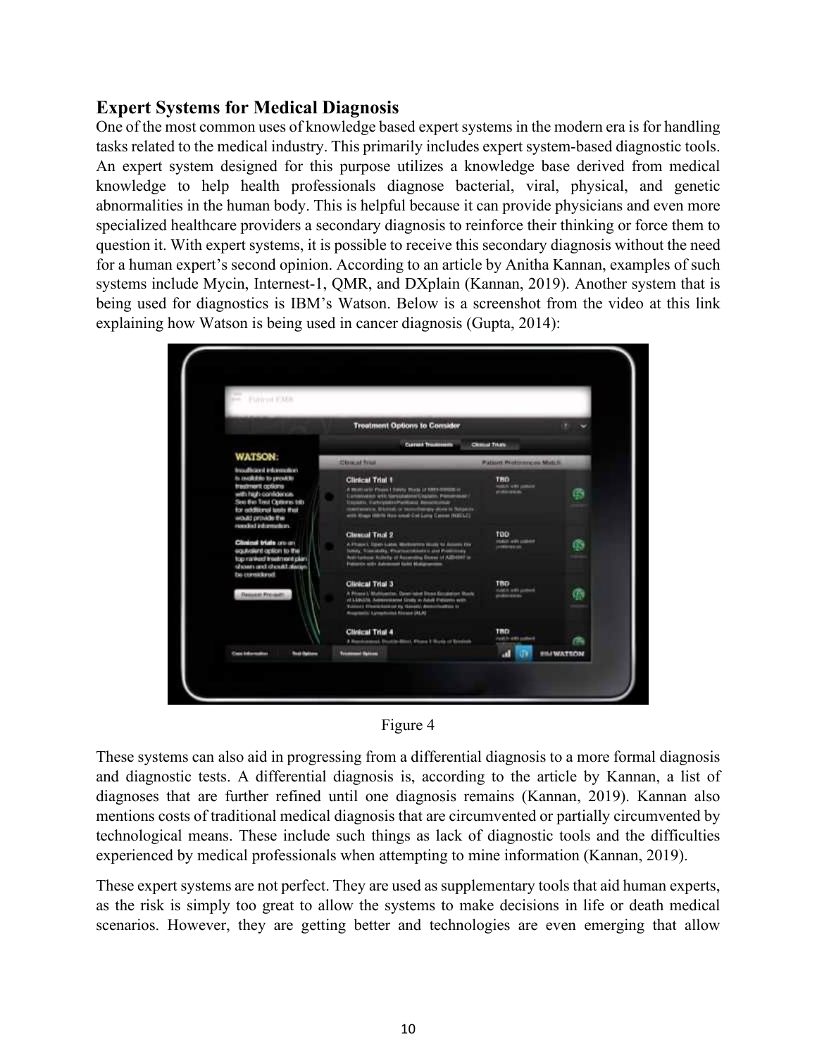## Expert Systems for Medical Diagnosis

One of the most common uses of knowledge based expert systems in the modern era is for handling tasks related to the medical industry. This primarily includes expert system-based diagnostic tools. An expert system designed for this purpose utilizes a knowledge base derived from medical knowledge to help health professionals diagnose bacterial, viral, physical, and genetic abnormalities in the human body. This is helpful because it can provide physicians and even more specialized healthcare providers a secondary diagnosis to reinforce their thinking or force them to question it. With expert systems, it is possible to receive this secondary diagnosis without the need for a human expert's second opinion. According to an article by Anitha Kannan, examples of such systems include Mycin, Internest-1, QMR, and DXplain (Kannan, 2019). Another system that is being used for diagnostics is IBM's Watson. Below is a screenshot from the video at this link explaining how Watson is being used in cancer diagnosis (Gupta, 2014):

Figure 4

These systems can also aid in progressing from a differential diagnosis to a more formal diagnosis and diagnostic tests. A differential diagnosis is, according to the article by Kannan, a list of diagnoses that are further refined until one diagnosis remains (Kannan, 2019). Kannan also mentions costs of traditional medical diagnosis that are circumvented or partially circumvented by technological means. These include such things as lack of diagnostic tools and the difficulties experienced by medical professionals when attempting to mine information (Kannan, 2019).

These expert systems are not perfect. They are used as supplementary tools that aid human experts, as the risk is simply too great to allow the systems to make decisions in life or death medical scenarios. However, they are getting better and technologies are even emerging that allow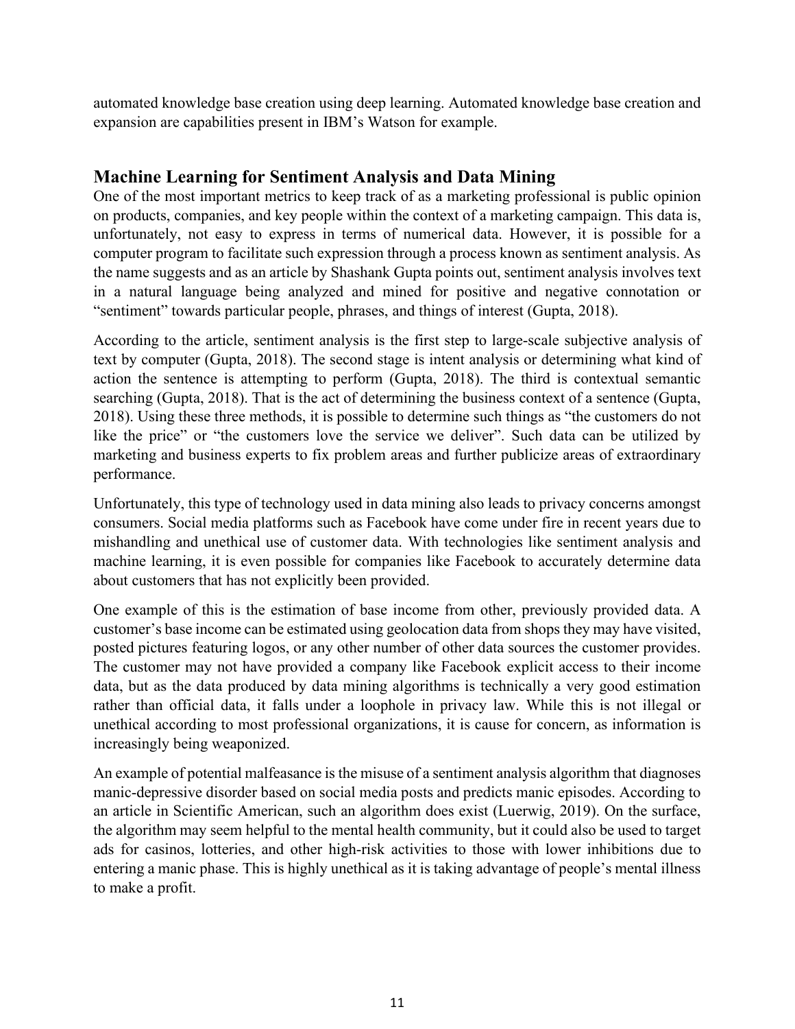automated knowledge base creation using deep learning. Automated knowledge base creation and expansion are capabilities present in IBM's Watson for example.

## Machine Learning for Sentiment Analysis and Data Mining

One of the most important metrics to keep track of as a marketing professional is public opinion on products, companies, and key people within the context of a marketing campaign. This data is, unfortunately, not easy to express in terms of numerical data. However, it is possible for a computer program to facilitate such expression through a process known as sentiment analysis. As the name suggests and as an article by Shashank Gupta points out, sentiment analysis involves text in a natural language being analyzed and mined for positive and negative connotation or "sentiment" towards particular people, phrases, and things of interest (Gupta, 2018).

According to the article, sentiment analysis is the first step to large-scale subjective analysis of text by computer (Gupta, 2018). The second stage is intent analysis or determining what kind of action the sentence is attempting to perform (Gupta, 2018). The third is contextual semantic searching (Gupta, 2018). That is the act of determining the business context of a sentence (Gupta, 2018). Using these three methods, it is possible to determine such things as "the customers do not like the price" or "the customers love the service we deliver". Such data can be utilized by marketing and business experts to fix problem areas and further publicize areas of extraordinary performance.

Unfortunately, this type of technology used in data mining also leads to privacy concerns amongst consumers. Social media platforms such as Facebook have come under fire in recent years due to mishandling and unethical use of customer data. With technologies like sentiment analysis and machine learning, it is even possible for companies like Facebook to accurately determine data about customers that has not explicitly been provided.

One example of this is the estimation of base income from other, previously provided data. A customer's base income can be estimated using geolocation data from shops they may have visited, posted pictures featuring logos, or any other number of other data sources the customer provides. The customer may not have provided a company like Facebook explicit access to their income data, but as the data produced by data mining algorithms is technically a very good estimation rather than official data, it falls under a loophole in privacy law. While this is not illegal or unethical according to most professional organizations, it is cause for concern, as information is increasingly being weaponized.

An example of potential malfeasance is the misuse of a sentiment analysis algorithm that diagnoses manic-depressive disorder based on social media posts and predicts manic episodes. According to an article in Scientific American, such an algorithm does exist (Luerwig, 2019). On the surface, the algorithm may seem helpful to the mental health community, but it could also be used to target ads for casinos, lotteries, and other high-risk activities to those with lower inhibitions due to entering a manic phase. This is highly unethical as it is taking advantage of people's mental illness to make a profit.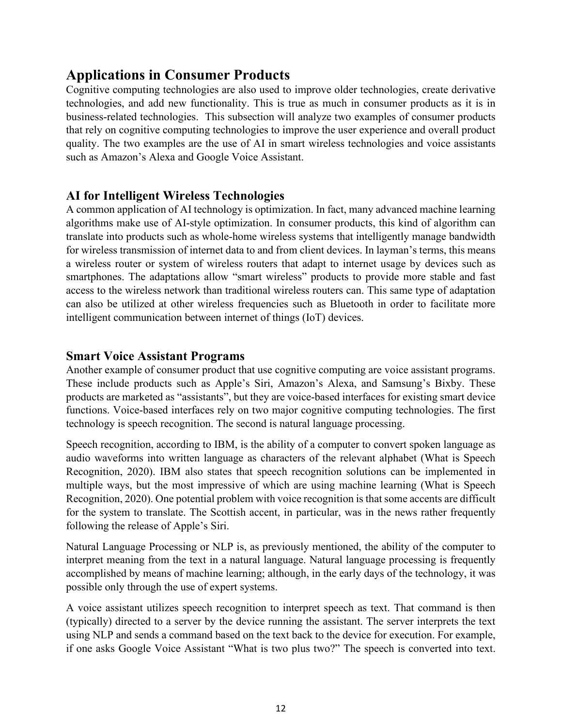## Applications in Consumer Products

Cognitive computing technologies are also used to improve older technologies, create derivative technologies, and add new functionality. This is true as much in consumer products as it is in business-related technologies. This subsection will analyze two examples of consumer products that rely on cognitive computing technologies to improve the user experience and overall product quality. The two examples are the use of AI in smart wireless technologies and voice assistants such as Amazon's Alexa and Google Voice Assistant.

### AI for Intelligent Wireless Technologies

A common application of AI technology is optimization. In fact, many advanced machine learning algorithms make use of AI-style optimization. In consumer products, this kind of algorithm can translate into products such as whole-home wireless systems that intelligently manage bandwidth for wireless transmission of internet data to and from client devices. In layman's terms, this means a wireless router or system of wireless routers that adapt to internet usage by devices such as smartphones. The adaptations allow "smart wireless" products to provide more stable and fast access to the wireless network than traditional wireless routers can. This same type of adaptation can also be utilized at other wireless frequencies such as Bluetooth in order to facilitate more intelligent communication between internet of things (IoT) devices.

### Smart Voice Assistant Programs

Another example of consumer product that use cognitive computing are voice assistant programs. These include products such as Apple's Siri, Amazon's Alexa, and Samsung's Bixby. These products are marketed as "assistants", but they are voice-based interfaces for existing smart device functions. Voice-based interfaces rely on two major cognitive computing technologies. The first technology is speech recognition. The second is natural language processing.

Speech recognition, according to IBM, is the ability of a computer to convert spoken language as audio waveforms into written language as characters of the relevant alphabet (What is Speech Recognition, 2020). IBM also states that speech recognition solutions can be implemented in multiple ways, but the most impressive of which are using machine learning (What is Speech Recognition, 2020). One potential problem with voice recognition is that some accents are difficult for the system to translate. The Scottish accent, in particular, was in the news rather frequently following the release of Apple's Siri.

Natural Language Processing or NLP is, as previously mentioned, the ability of the computer to interpret meaning from the text in a natural language. Natural language processing is frequently accomplished by means of machine learning; although, in the early days of the technology, it was possible only through the use of expert systems.

A voice assistant utilizes speech recognition to interpret speech as text. That command is then (typically) directed to a server by the device running the assistant. The server interprets the text using NLP and sends a command based on the text back to the device for execution. For example, if one asks Google Voice Assistant "What is two plus two?" The speech is converted into text.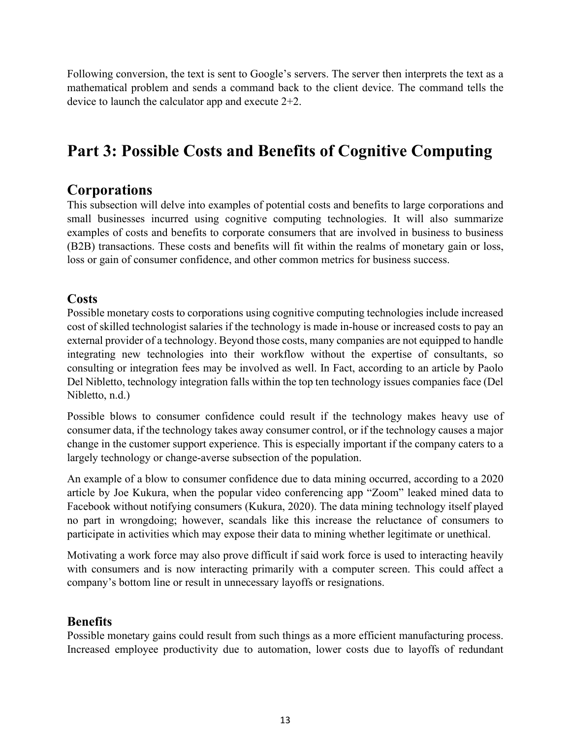Following conversion, the text is sent to Google's servers. The server then interprets the text as a mathematical problem and sends a command back to the client device. The command tells the device to launch the calculator app and execute 2+2.

# Part 3: Possible Costs and Benefits of Cognitive Computing

## Corporations

This subsection will delve into examples of potential costs and benefits to large corporations and small businesses incurred using cognitive computing technologies. It will also summarize examples of costs and benefits to corporate consumers that are involved in business to business (B2B) transactions. These costs and benefits will fit within the realms of monetary gain or loss, loss or gain of consumer confidence, and other common metrics for business success.

### Costs

Possible monetary costs to corporations using cognitive computing technologies include increased cost of skilled technologist salaries if the technology is made in-house or increased costs to pay an external provider of a technology. Beyond those costs, many companies are not equipped to handle integrating new technologies into their workflow without the expertise of consultants, so consulting or integration fees may be involved as well. In Fact, according to an article by Paolo Del Nibletto, technology integration falls within the top ten technology issues companies face (Del Nibletto, n.d.)

Possible blows to consumer confidence could result if the technology makes heavy use of consumer data, if the technology takes away consumer control, or if the technology causes a major change in the customer support experience. This is especially important if the company caters to a largely technology or change-averse subsection of the population.

An example of a blow to consumer confidence due to data mining occurred, according to a 2020 article by Joe Kukura, when the popular video conferencing app "Zoom" leaked mined data to Facebook without notifying consumers (Kukura, 2020). The data mining technology itself played no part in wrongdoing; however, scandals like this increase the reluctance of consumers to participate in activities which may expose their data to mining whether legitimate or unethical.

Motivating a work force may also prove difficult if said work force is used to interacting heavily with consumers and is now interacting primarily with a computer screen. This could affect a company's bottom line or result in unnecessary layoffs or resignations.

### Benefits

Possible monetary gains could result from such things as a more efficient manufacturing process. Increased employee productivity due to automation, lower costs due to layoffs of redundant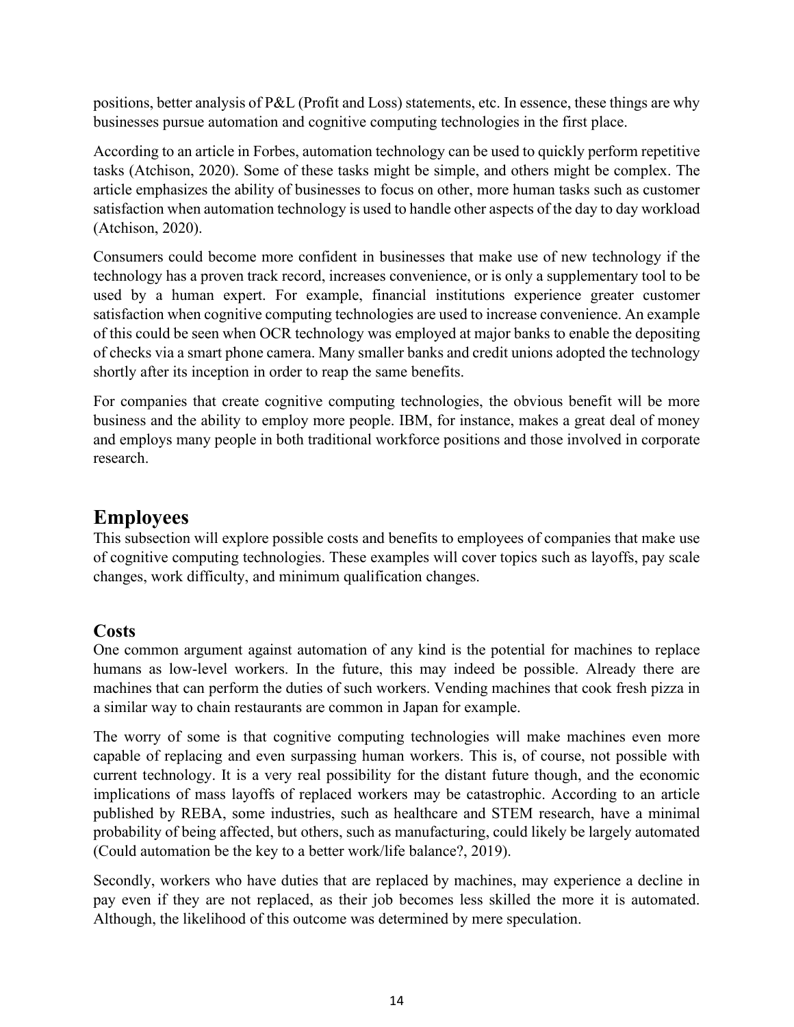positions, better analysis of P&L (Profit and Loss) statements, etc. In essence, these things are why businesses pursue automation and cognitive computing technologies in the first place.

According to an article in Forbes, automation technology can be used to quickly perform repetitive tasks (Atchison, 2020). Some of these tasks might be simple, and others might be complex. The article emphasizes the ability of businesses to focus on other, more human tasks such as customer satisfaction when automation technology is used to handle other aspects of the day to day workload (Atchison, 2020).

Consumers could become more confident in businesses that make use of new technology if the technology has a proven track record, increases convenience, or is only a supplementary tool to be used by a human expert. For example, financial institutions experience greater customer satisfaction when cognitive computing technologies are used to increase convenience. An example of this could be seen when OCR technology was employed at major banks to enable the depositing of checks via a smart phone camera. Many smaller banks and credit unions adopted the technology shortly after its inception in order to reap the same benefits.

For companies that create cognitive computing technologies, the obvious benefit will be more business and the ability to employ more people. IBM, for instance, makes a great deal of money and employs many people in both traditional workforce positions and those involved in corporate research.

## Employees

This subsection will explore possible costs and benefits to employees of companies that make use of cognitive computing technologies. These examples will cover topics such as layoffs, pay scale changes, work difficulty, and minimum qualification changes.

### Costs

One common argument against automation of any kind is the potential for machines to replace humans as low-level workers. In the future, this may indeed be possible. Already there are machines that can perform the duties of such workers. Vending machines that cook fresh pizza in a similar way to chain restaurants are common in Japan for example.

The worry of some is that cognitive computing technologies will make machines even more capable of replacing and even surpassing human workers. This is, of course, not possible with current technology. It is a very real possibility for the distant future though, and the economic implications of mass layoffs of replaced workers may be catastrophic. According to an article published by REBA, some industries, such as healthcare and STEM research, have a minimal probability of being affected, but others, such as manufacturing, could likely be largely automated (Could automation be the key to a better work/life balance?, 2019).

Secondly, workers who have duties that are replaced by machines, may experience a decline in pay even if they are not replaced, as their job becomes less skilled the more it is automated. Although, the likelihood of this outcome was determined by mere speculation.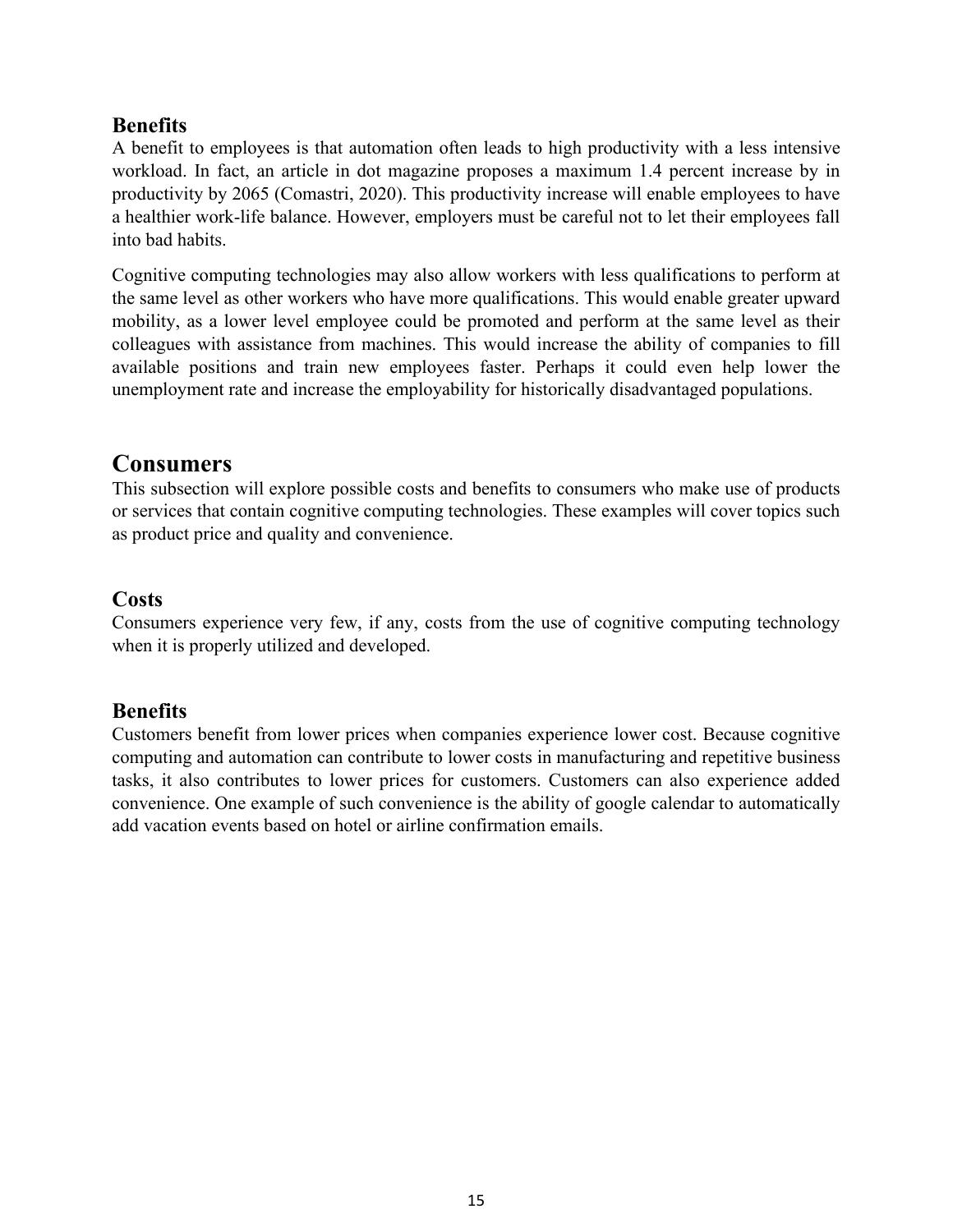### Benefits

A benefit to employees is that automation often leads to high productivity with a less intensive workload. In fact, an article in dot magazine proposes a maximum 1.4 percent increase by in productivity by 2065 (Comastri, 2020). This productivity increase will enable employees to have a healthier work-life balance. However, employers must be careful not to let their employees fall into bad habits.

Cognitive computing technologies may also allow workers with less qualifications to perform at the same level as other workers who have more qualifications. This would enable greater upward mobility, as a lower level employee could be promoted and perform at the same level as their colleagues with assistance from machines. This would increase the ability of companies to fill available positions and train new employees faster. Perhaps it could even help lower the unemployment rate and increase the employability for historically disadvantaged populations.

## Consumers

This subsection will explore possible costs and benefits to consumers who make use of products or services that contain cognitive computing technologies. These examples will cover topics such as product price and quality and convenience.

### Costs

Consumers experience very few, if any, costs from the use of cognitive computing technology when it is properly utilized and developed.

### Benefits

Customers benefit from lower prices when companies experience lower cost. Because cognitive computing and automation can contribute to lower costs in manufacturing and repetitive business tasks, it also contributes to lower prices for customers. Customers can also experience added convenience. One example of such convenience is the ability of google calendar to automatically add vacation events based on hotel or airline confirmation emails.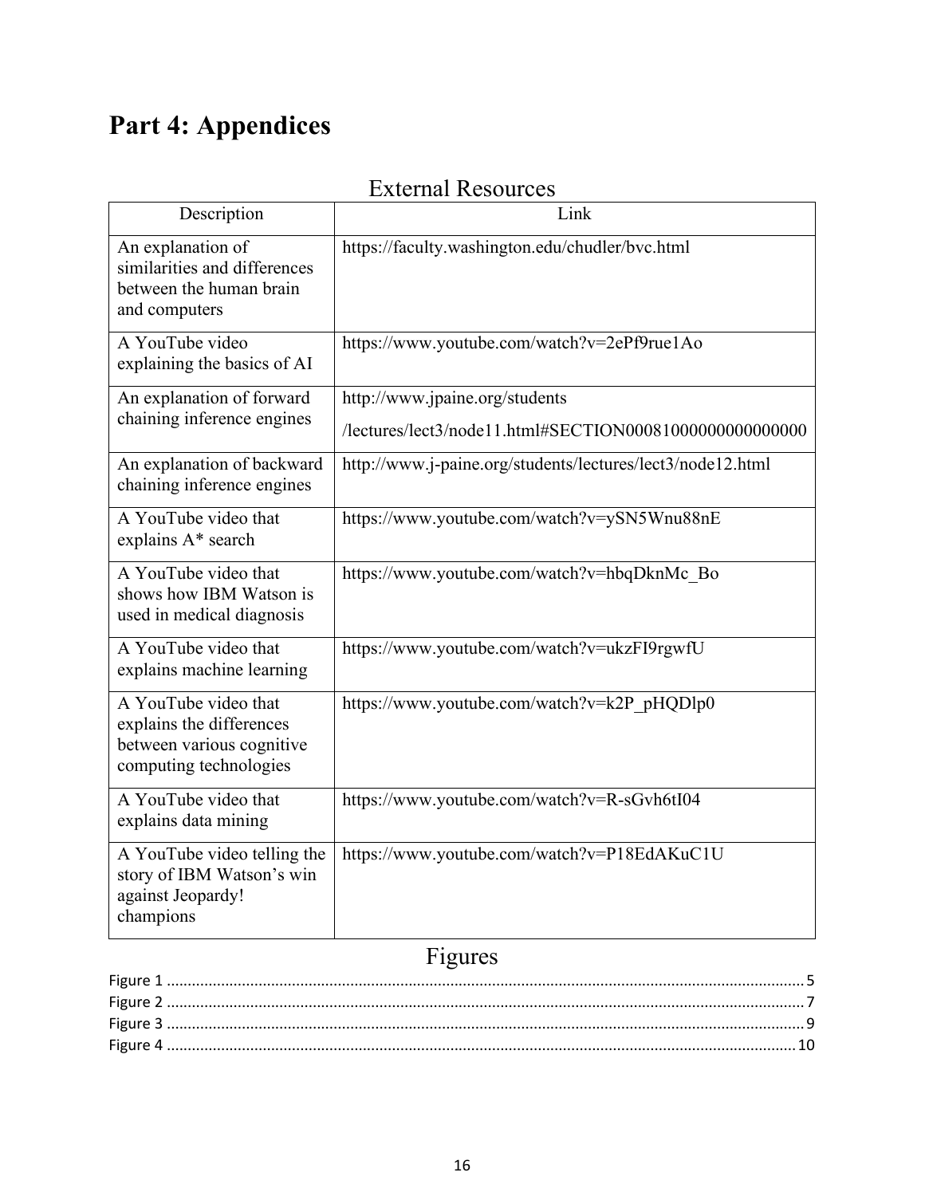# Part 4: Appendices

## External Resources

| Description | Link |
|---|---|
| An explanation of similarities and differences between the human brain and computers | https://faculty.washington.edu/chudler/bvc.html |
| A YouTube video explaining the basics of AI | https://www.youtube.com/watch?v=2ePf9rue1Ao |
| An explanation of forward chaining inference engines | http://www.jpaine.org/students /lectures/lect3/node11.html#SECTION00081000000000000000 |
| An explanation of backward chaining inference engines | http://www.j-paine.org/students/lectures/lect3/node12.html |
| A YouTube video that explains A* search | https://www.youtube.com/watch?v=ySN5Wnu88nE |
| A YouTube video that shows how IBM Watson is used in medical diagnosis | https://www.youtube.com/watch?v=hbqDknMc_Bo |
| A YouTube video that explains machine learning | https://www.youtube.com/watch?v=ukzFI9rgwfU |
| A YouTube video that explains the differences between various cognitive computing technologies | https://www.youtube.com/watch?v=k2P_pHQDlp0 |
| A YouTube video that explains data mining | https://www.youtube.com/watch?v=R-sGvh6tI04 |
| A YouTube video telling the story of IBM Watson's win against Jeopardy! champions | https://www.youtube.com/watch?v=P18EdAKuC1U |

## Figures

Figure 1 .................................................. 5
Figure 2 .................................................. 7
Figure 3 .................................................. 9
Figure 4 .................................................. 10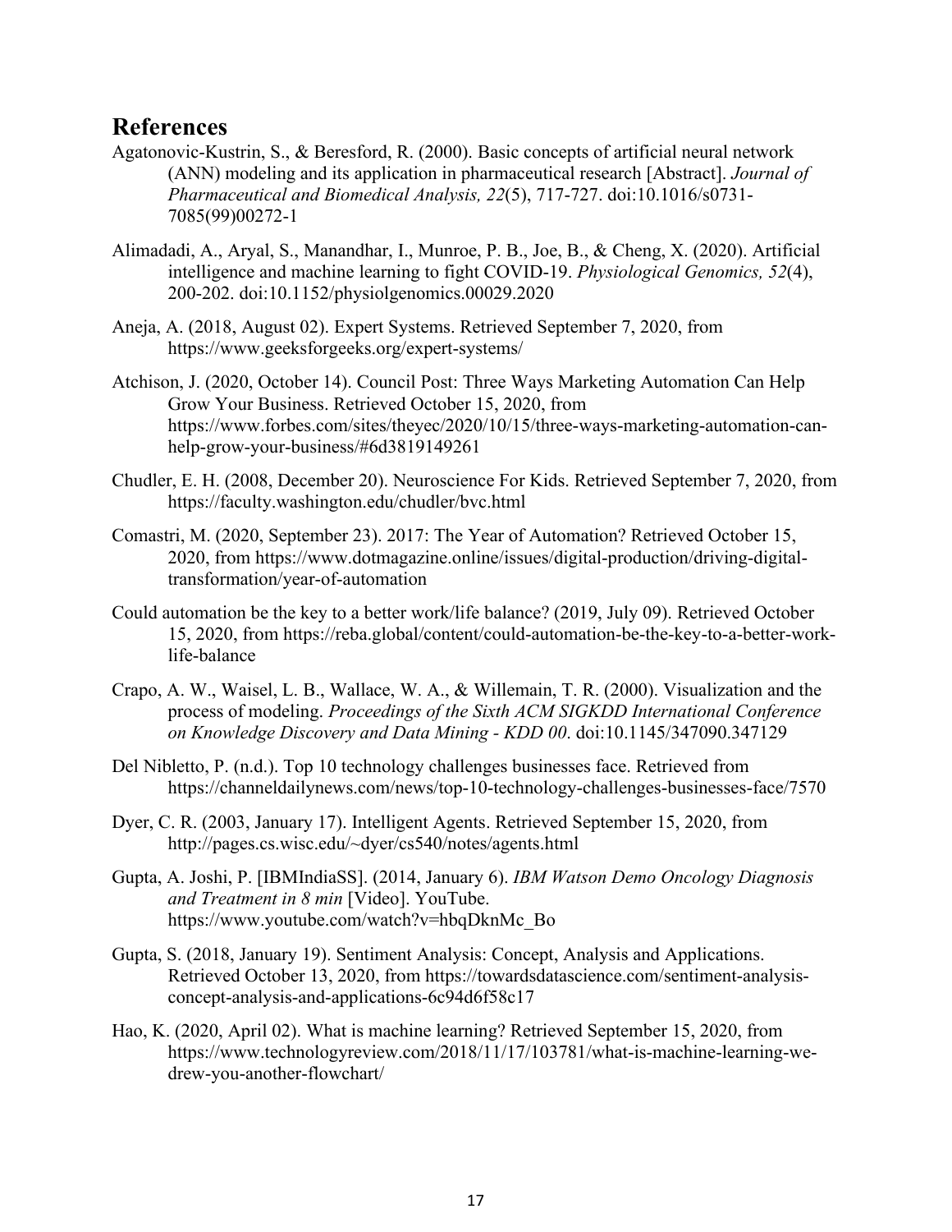## References

Agatonovic-Kustrin, S., & Beresford, R. (2000). Basic concepts of artificial neural network (ANN) modeling and its application in pharmaceutical research [Abstract]. *Journal of Pharmaceutical and Biomedical Analysis, 22*(5), 717-727. doi:10.1016/s0731-7085(99)00272-1

Alimadadi, A., Aryal, S., Manandhar, I., Munroe, P. B., Joe, B., & Cheng, X. (2020). Artificial intelligence and machine learning to fight COVID-19. *Physiological Genomics, 52*(4), 200-202. doi:10.1152/physiolgenomics.00029.2020

Aneja, A. (2018, August 02). Expert Systems. Retrieved September 7, 2020, from https://www.geeksforgeeks.org/expert-systems/

Atchison, J. (2020, October 14). Council Post: Three Ways Marketing Automation Can Help Grow Your Business. Retrieved October 15, 2020, from https://www.forbes.com/sites/theyec/2020/10/15/three-ways-marketing-automation-can-help-grow-your-business/#6d3819149261

Chudler, E. H. (2008, December 20). Neuroscience For Kids. Retrieved September 7, 2020, from https://faculty.washington.edu/chudler/bvc.html

Comastri, M. (2020, September 23). 2017: The Year of Automation? Retrieved October 15, 2020, from https://www.dotmagazine.online/issues/digital-production/driving-digital-transformation/year-of-automation

Could automation be the key to a better work/life balance? (2019, July 09). Retrieved October 15, 2020, from https://reba.global/content/could-automation-be-the-key-to-a-better-work-life-balance

Crapo, A. W., Waisel, L. B., Wallace, W. A., & Willemain, T. R. (2000). Visualization and the process of modeling. *Proceedings of the Sixth ACM SIGKDD International Conference on Knowledge Discovery and Data Mining - KDD 00*. doi:10.1145/347090.347129

Del Nibletto, P. (n.d.). Top 10 technology challenges businesses face. Retrieved from https://channeldailynews.com/news/top-10-technology-challenges-businesses-face/7570

Dyer, C. R. (2003, January 17). Intelligent Agents. Retrieved September 15, 2020, from http://pages.cs.wisc.edu/~dyer/cs540/notes/agents.html

Gupta, A. Joshi, P. [IBMIndiaSS]. (2014, January 6). *IBM Watson Demo Oncology Diagnosis and Treatment in 8 min* [Video]. YouTube. https://www.youtube.com/watch?v=hbqDknMc_Bo

Gupta, S. (2018, January 19). Sentiment Analysis: Concept, Analysis and Applications. Retrieved October 13, 2020, from https://towardsdatascience.com/sentiment-analysis-concept-analysis-and-applications-6c94d6f58c17

Hao, K. (2020, April 02). What is machine learning? Retrieved September 15, 2020, from https://www.technologyreview.com/2018/11/17/103781/what-is-machine-learning-we-drew-you-another-flowchart/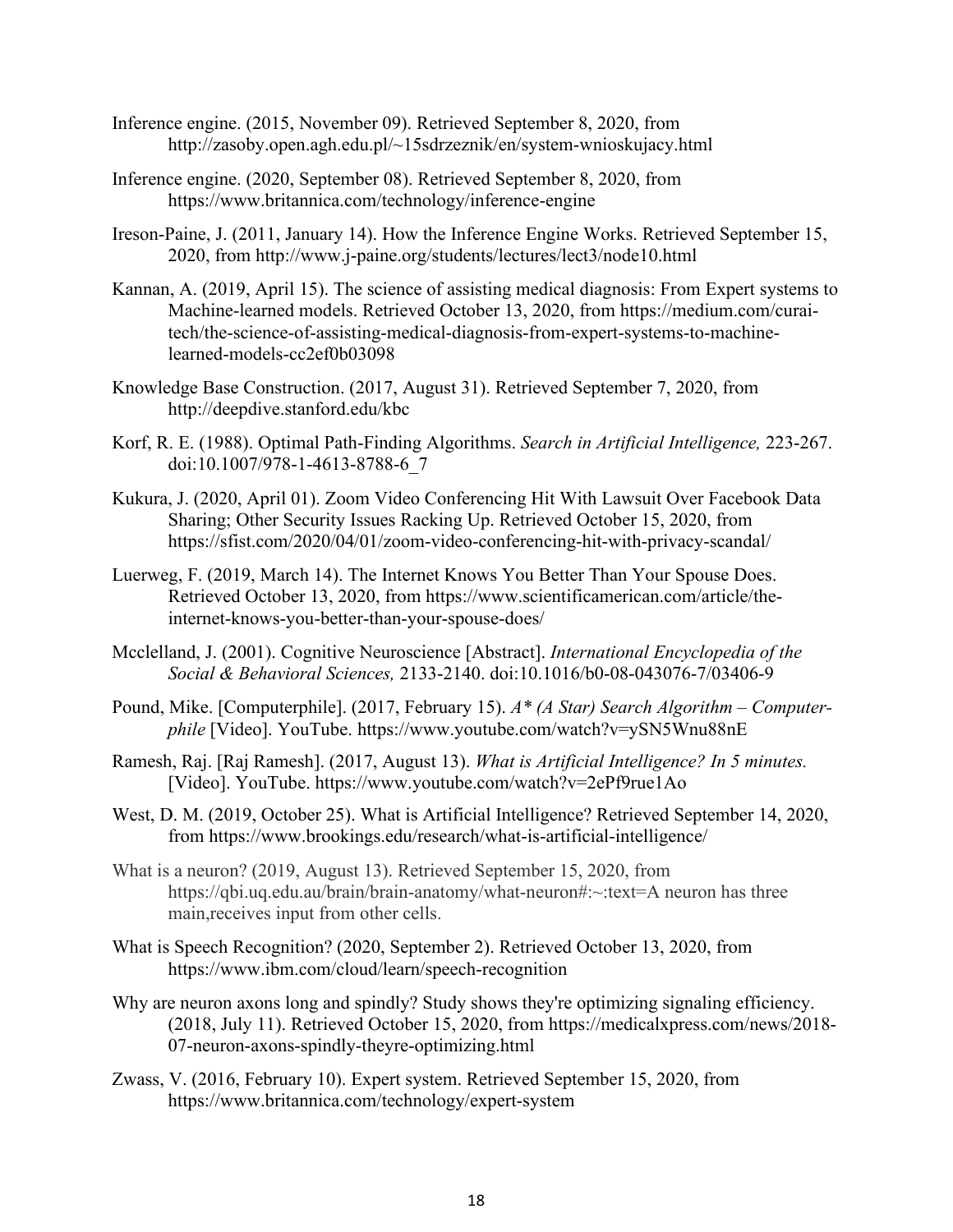Inference engine. (2015, November 09). Retrieved September 8, 2020, from http://zasoby.open.agh.edu.pl/~15sdrzeznik/en/system-wnioskujacy.html

Inference engine. (2020, September 08). Retrieved September 8, 2020, from https://www.britannica.com/technology/inference-engine

Ireson-Paine, J. (2011, January 14). How the Inference Engine Works. Retrieved September 15, 2020, from http://www.j-paine.org/students/lectures/lect3/node10.html

Kannan, A. (2019, April 15). The science of assisting medical diagnosis: From Expert systems to Machine-learned models. Retrieved October 13, 2020, from https://medium.com/curai-tech/the-science-of-assisting-medical-diagnosis-from-expert-systems-to-machine-learned-models-cc2ef0b03098

Knowledge Base Construction. (2017, August 31). Retrieved September 7, 2020, from http://deepdive.stanford.edu/kbc

Korf, R. E. (1988). Optimal Path-Finding Algorithms. *Search in Artificial Intelligence,* 223-267. doi:10.1007/978-1-4613-8788-6_7

Kukura, J. (2020, April 01). Zoom Video Conferencing Hit With Lawsuit Over Facebook Data Sharing; Other Security Issues Racking Up. Retrieved October 15, 2020, from https://sfist.com/2020/04/01/zoom-video-conferencing-hit-with-privacy-scandal/

Luerweg, F. (2019, March 14). The Internet Knows You Better Than Your Spouse Does. Retrieved October 13, 2020, from https://www.scientificamerican.com/article/the-internet-knows-you-better-than-your-spouse-does/

Mcclelland, J. (2001). Cognitive Neuroscience [Abstract]. *International Encyclopedia of the Social & Behavioral Sciences,* 2133-2140. doi:10.1016/b0-08-043076-7/03406-9

Pound, Mike. [Computerphile]. (2017, February 15). *A\* (A Star) Search Algorithm – Computerphile* [Video]. YouTube. https://www.youtube.com/watch?v=ySN5Wnu88nE

Ramesh, Raj. [Raj Ramesh]. (2017, August 13). *What is Artificial Intelligence? In 5 minutes.* [Video]. YouTube. https://www.youtube.com/watch?v=2ePf9rue1Ao

West, D. M. (2019, October 25). What is Artificial Intelligence? Retrieved September 14, 2020, from https://www.brookings.edu/research/what-is-artificial-intelligence/

What is a neuron? (2019, August 13). Retrieved September 15, 2020, from https://qbi.uq.edu.au/brain/brain-anatomy/what-neuron#:~:text=A neuron has three main,receives input from other cells.

What is Speech Recognition? (2020, September 2). Retrieved October 13, 2020, from https://www.ibm.com/cloud/learn/speech-recognition

Why are neuron axons long and spindly? Study shows they're optimizing signaling efficiency. (2018, July 11). Retrieved October 15, 2020, from https://medicalxpress.com/news/2018-07-neuron-axons-spindly-theyre-optimizing.html

Zwass, V. (2016, February 10). Expert system. Retrieved September 15, 2020, from https://www.britannica.com/technology/expert-system